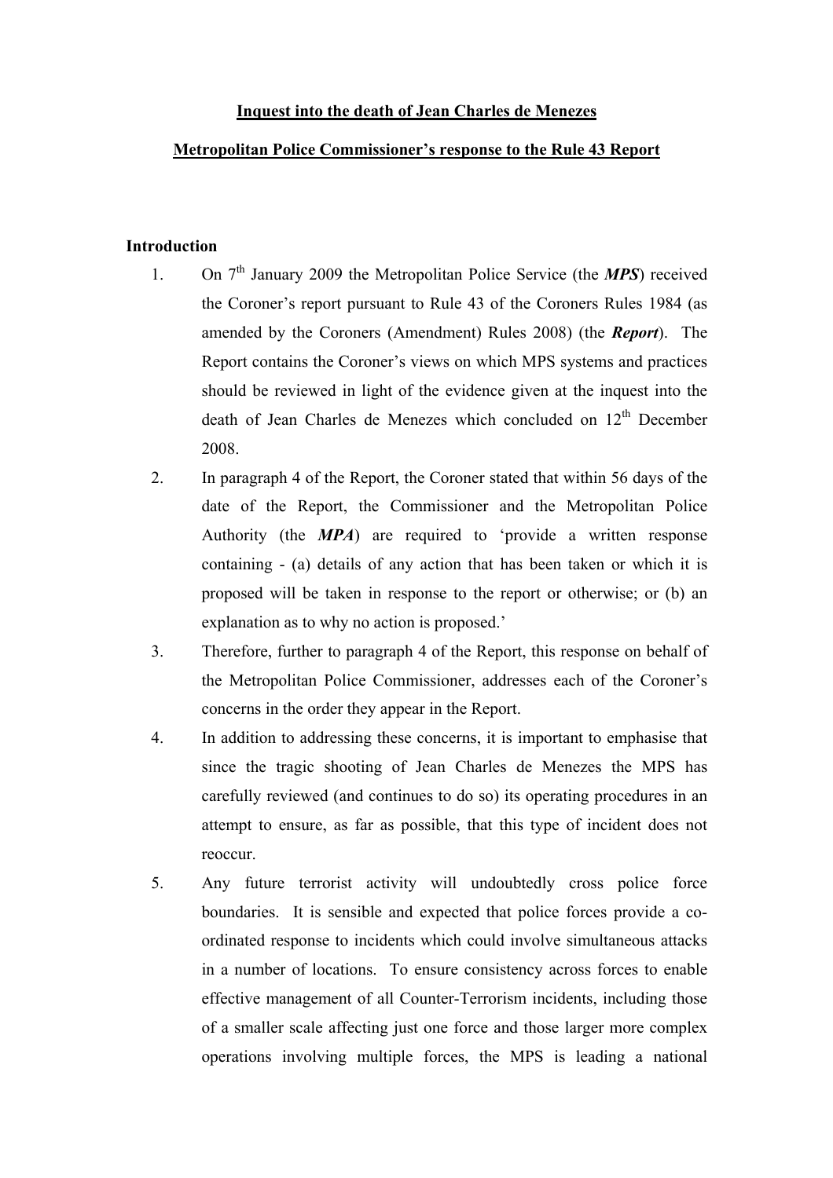**Inquest into the death of Jean Charles de Menezes**

**Metropolitan Police Commissioner's response to the Rule 43 Report**

**Introduction**

1. On 7th January 2009 the Metropolitan Police Service (the ***MPS***) received the Coroner's report pursuant to Rule 43 of the Coroners Rules 1984 (as amended by the Coroners (Amendment) Rules 2008) (the ***Report***). The Report contains the Coroner's views on which MPS systems and practices should be reviewed in light of the evidence given at the inquest into the death of Jean Charles de Menezes which concluded on 12th December 2008.
2. In paragraph 4 of the Report, the Coroner stated that within 56 days of the date of the Report, the Commissioner and the Metropolitan Police Authority (the ***MPA***) are required to 'provide a written response containing - (a) details of any action that has been taken or which it is proposed will be taken in response to the report or otherwise; or (b) an explanation as to why no action is proposed.'
3. Therefore, further to paragraph 4 of the Report, this response on behalf of the Metropolitan Police Commissioner, addresses each of the Coroner's concerns in the order they appear in the Report.
4. In addition to addressing these concerns, it is important to emphasise that since the tragic shooting of Jean Charles de Menezes the MPS has carefully reviewed (and continues to do so) its operating procedures in an attempt to ensure, as far as possible, that this type of incident does not reoccur.
5. Any future terrorist activity will undoubtedly cross police force boundaries. It is sensible and expected that police forces provide a co-ordinated response to incidents which could involve simultaneous attacks in a number of locations. To ensure consistency across forces to enable effective management of all Counter-Terrorism incidents, including those of a smaller scale affecting just one force and those larger more complex operations involving multiple forces, the MPS is leading a national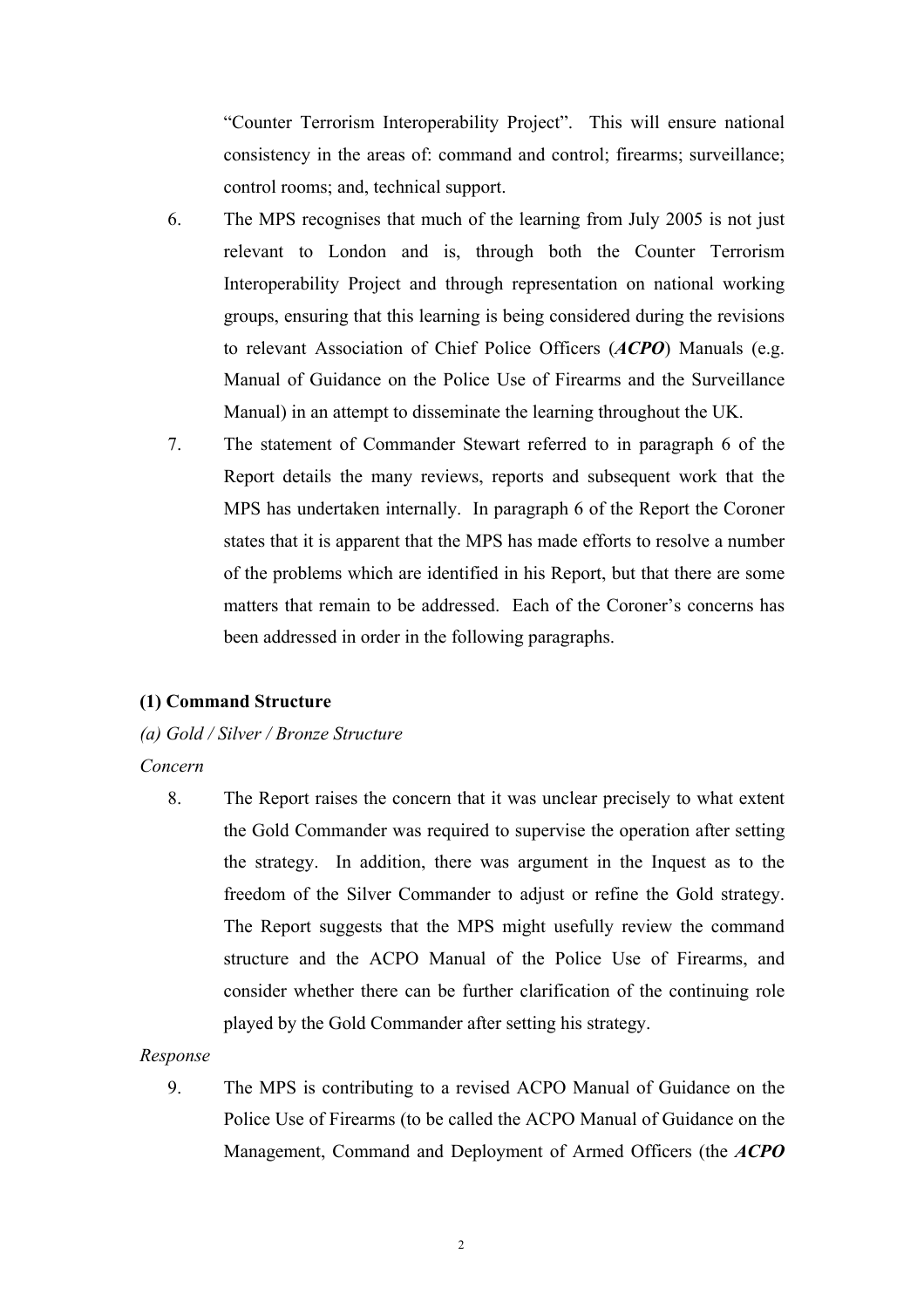"Counter Terrorism Interoperability Project". This will ensure national consistency in the areas of: command and control; firearms; surveillance; control rooms; and, technical support.

6. The MPS recognises that much of the learning from July 2005 is not just relevant to London and is, through both the Counter Terrorism Interoperability Project and through representation on national working groups, ensuring that this learning is being considered during the revisions to relevant Association of Chief Police Officers (***ACPO***) Manuals (e.g. Manual of Guidance on the Police Use of Firearms and the Surveillance Manual) in an attempt to disseminate the learning throughout the UK.

7. The statement of Commander Stewart referred to in paragraph 6 of the Report details the many reviews, reports and subsequent work that the MPS has undertaken internally. In paragraph 6 of the Report the Coroner states that it is apparent that the MPS has made efforts to resolve a number of the problems which are identified in his Report, but that there are some matters that remain to be addressed. Each of the Coroner's concerns has been addressed in order in the following paragraphs.

**(1) Command Structure**

*(a) Gold / Silver / Bronze Structure*

*Concern*

8. The Report raises the concern that it was unclear precisely to what extent the Gold Commander was required to supervise the operation after setting the strategy. In addition, there was argument in the Inquest as to the freedom of the Silver Commander to adjust or refine the Gold strategy. The Report suggests that the MPS might usefully review the command structure and the ACPO Manual of the Police Use of Firearms, and consider whether there can be further clarification of the continuing role played by the Gold Commander after setting his strategy.

*Response*

9. The MPS is contributing to a revised ACPO Manual of Guidance on the Police Use of Firearms (to be called the ACPO Manual of Guidance on the Management, Command and Deployment of Armed Officers (the ***ACPO***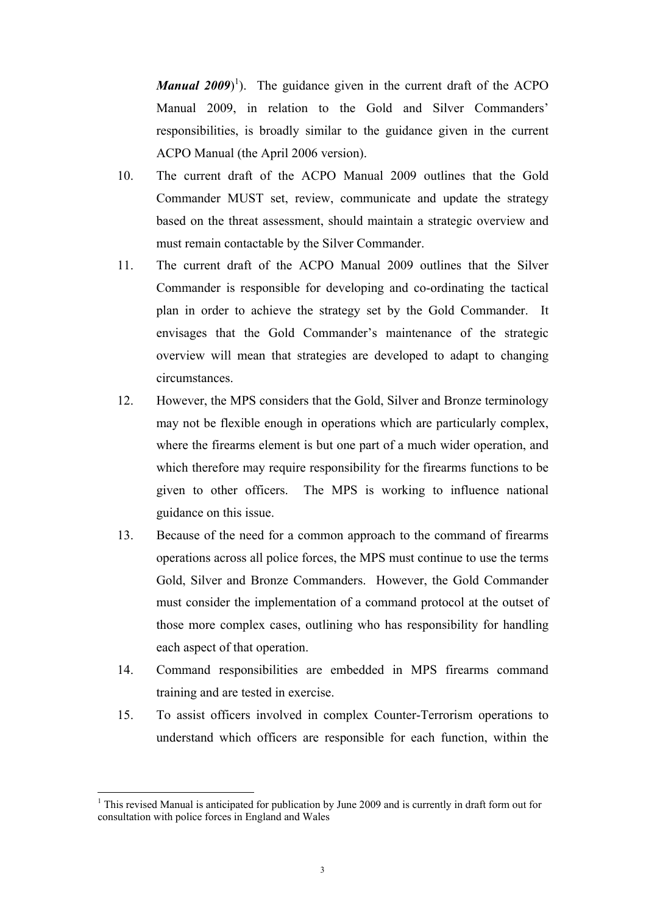***Manual 2009***)[1]). The guidance given in the current draft of the ACPO Manual 2009, in relation to the Gold and Silver Commanders' responsibilities, is broadly similar to the guidance given in the current ACPO Manual (the April 2006 version).

10. The current draft of the ACPO Manual 2009 outlines that the Gold Commander MUST set, review, communicate and update the strategy based on the threat assessment, should maintain a strategic overview and must remain contactable by the Silver Commander.

11. The current draft of the ACPO Manual 2009 outlines that the Silver Commander is responsible for developing and co-ordinating the tactical plan in order to achieve the strategy set by the Gold Commander. It envisages that the Gold Commander's maintenance of the strategic overview will mean that strategies are developed to adapt to changing circumstances.

12. However, the MPS considers that the Gold, Silver and Bronze terminology may not be flexible enough in operations which are particularly complex, where the firearms element is but one part of a much wider operation, and which therefore may require responsibility for the firearms functions to be given to other officers. The MPS is working to influence national guidance on this issue.

13. Because of the need for a common approach to the command of firearms operations across all police forces, the MPS must continue to use the terms Gold, Silver and Bronze Commanders. However, the Gold Commander must consider the implementation of a command protocol at the outset of those more complex cases, outlining who has responsibility for handling each aspect of that operation.

14. Command responsibilities are embedded in MPS firearms command training and are tested in exercise.

15. To assist officers involved in complex Counter-Terrorism operations to understand which officers are responsible for each function, within the

---

[1] This revised Manual is anticipated for publication by June 2009 and is currently in draft form out for consultation with police forces in England and Wales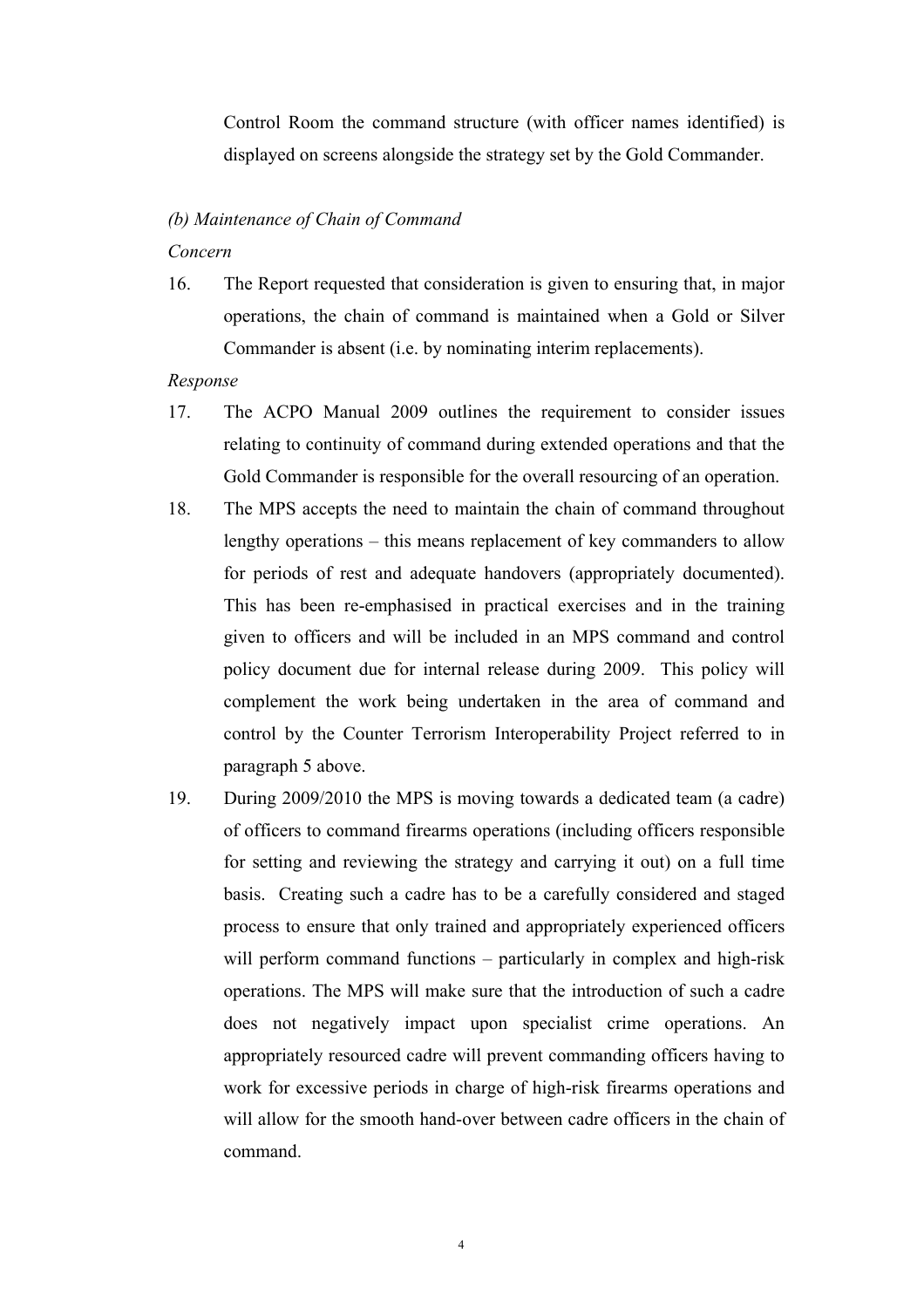Control Room the command structure (with officer names identified) is displayed on screens alongside the strategy set by the Gold Commander.

*(b) Maintenance of Chain of Command*

*Concern*

16. The Report requested that consideration is given to ensuring that, in major operations, the chain of command is maintained when a Gold or Silver Commander is absent (i.e. by nominating interim replacements).

*Response*

17. The ACPO Manual 2009 outlines the requirement to consider issues relating to continuity of command during extended operations and that the Gold Commander is responsible for the overall resourcing of an operation.

18. The MPS accepts the need to maintain the chain of command throughout lengthy operations – this means replacement of key commanders to allow for periods of rest and adequate handovers (appropriately documented). This has been re-emphasised in practical exercises and in the training given to officers and will be included in an MPS command and control policy document due for internal release during 2009. This policy will complement the work being undertaken in the area of command and control by the Counter Terrorism Interoperability Project referred to in paragraph 5 above.

19. During 2009/2010 the MPS is moving towards a dedicated team (a cadre) of officers to command firearms operations (including officers responsible for setting and reviewing the strategy and carrying it out) on a full time basis. Creating such a cadre has to be a carefully considered and staged process to ensure that only trained and appropriately experienced officers will perform command functions – particularly in complex and high-risk operations. The MPS will make sure that the introduction of such a cadre does not negatively impact upon specialist crime operations. An appropriately resourced cadre will prevent commanding officers having to work for excessive periods in charge of high-risk firearms operations and will allow for the smooth hand-over between cadre officers in the chain of command.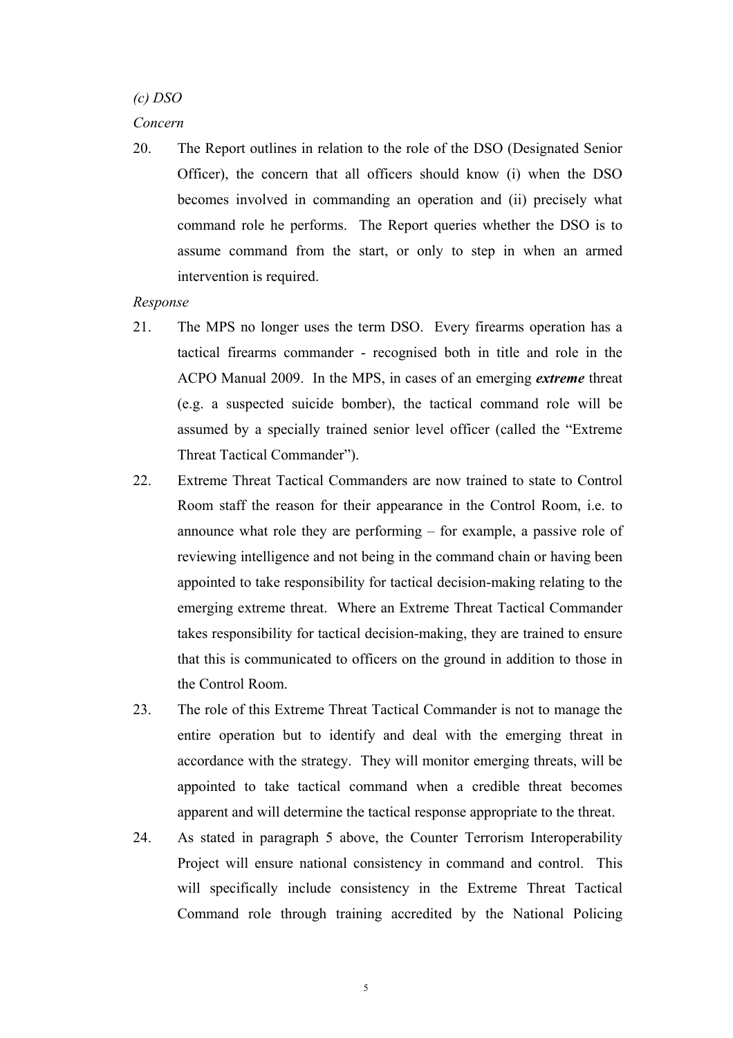*(c) DSO*

*Concern*

20. The Report outlines in relation to the role of the DSO (Designated Senior Officer), the concern that all officers should know (i) when the DSO becomes involved in commanding an operation and (ii) precisely what command role he performs. The Report queries whether the DSO is to assume command from the start, or only to step in when an armed intervention is required.

*Response*

21. The MPS no longer uses the term DSO. Every firearms operation has a tactical firearms commander - recognised both in title and role in the ACPO Manual 2009. In the MPS, in cases of an emerging ***extreme*** threat (e.g. a suspected suicide bomber), the tactical command role will be assumed by a specially trained senior level officer (called the "Extreme Threat Tactical Commander").

22. Extreme Threat Tactical Commanders are now trained to state to Control Room staff the reason for their appearance in the Control Room, i.e. to announce what role they are performing – for example, a passive role of reviewing intelligence and not being in the command chain or having been appointed to take responsibility for tactical decision-making relating to the emerging extreme threat. Where an Extreme Threat Tactical Commander takes responsibility for tactical decision-making, they are trained to ensure that this is communicated to officers on the ground in addition to those in the Control Room.

23. The role of this Extreme Threat Tactical Commander is not to manage the entire operation but to identify and deal with the emerging threat in accordance with the strategy. They will monitor emerging threats, will be appointed to take tactical command when a credible threat becomes apparent and will determine the tactical response appropriate to the threat.

24. As stated in paragraph 5 above, the Counter Terrorism Interoperability Project will ensure national consistency in command and control. This will specifically include consistency in the Extreme Threat Tactical Command role through training accredited by the National Policing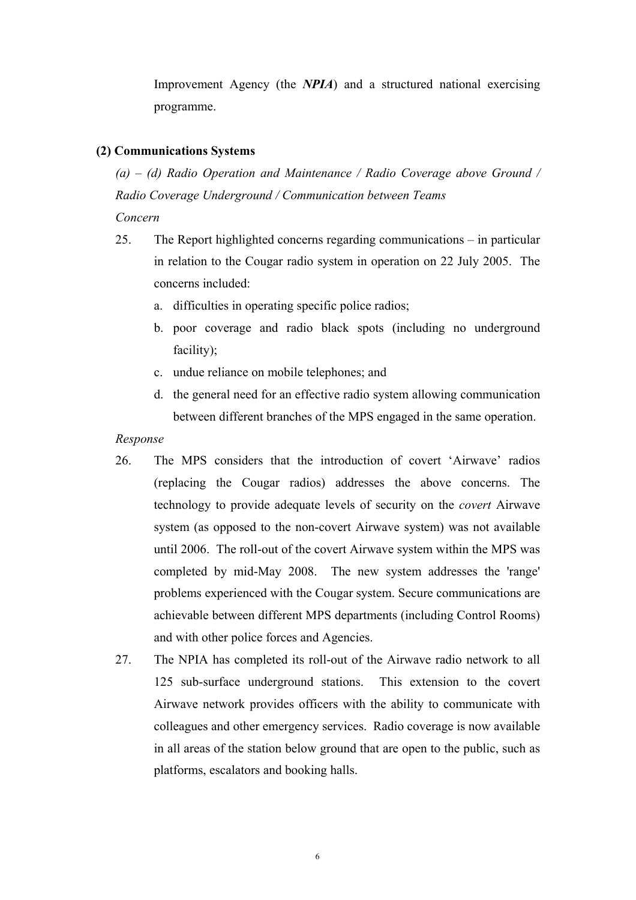Improvement Agency (the ***NPIA***) and a structured national exercising programme.

**(2) Communications Systems**

*(a) – (d) Radio Operation and Maintenance / Radio Coverage above Ground / Radio Coverage Underground / Communication between Teams*

*Concern*

25. The Report highlighted concerns regarding communications – in particular in relation to the Cougar radio system in operation on 22 July 2005. The concerns included:
    a. difficulties in operating specific police radios;
    b. poor coverage and radio black spots (including no underground facility);
    c. undue reliance on mobile telephones; and
    d. the general need for an effective radio system allowing communication between different branches of the MPS engaged in the same operation.

*Response*

26. The MPS considers that the introduction of covert 'Airwave' radios (replacing the Cougar radios) addresses the above concerns. The technology to provide adequate levels of security on the *covert* Airwave system (as opposed to the non-covert Airwave system) was not available until 2006. The roll-out of the covert Airwave system within the MPS was completed by mid-May 2008. The new system addresses the 'range' problems experienced with the Cougar system. Secure communications are achievable between different MPS departments (including Control Rooms) and with other police forces and Agencies.
27. The NPIA has completed its roll-out of the Airwave radio network to all 125 sub-surface underground stations. This extension to the covert Airwave network provides officers with the ability to communicate with colleagues and other emergency services. Radio coverage is now available in all areas of the station below ground that are open to the public, such as platforms, escalators and booking halls.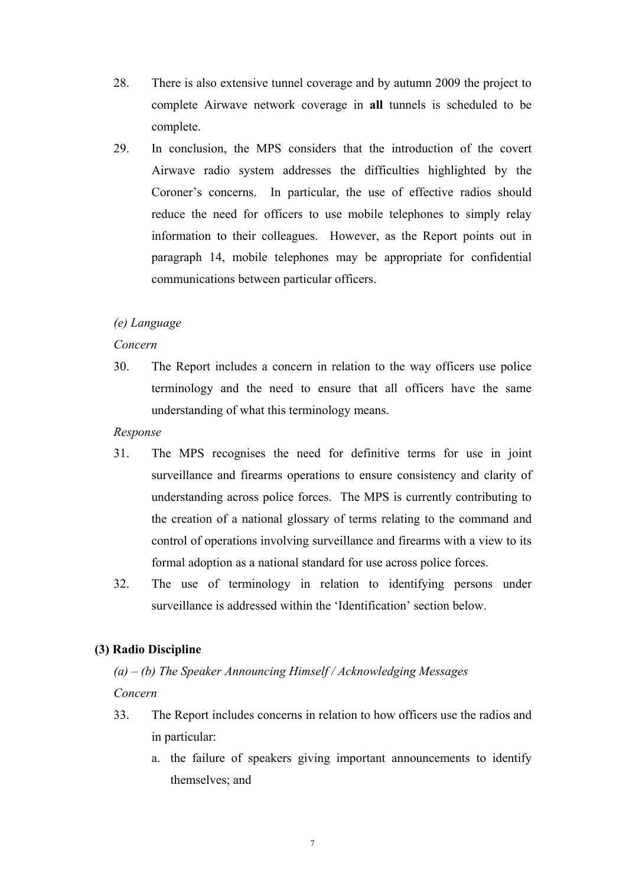28. There is also extensive tunnel coverage and by autumn 2009 the project to complete Airwave network coverage in **all** tunnels is scheduled to be complete.

29. In conclusion, the MPS considers that the introduction of the covert Airwave radio system addresses the difficulties highlighted by the Coroner's concerns. In particular, the use of effective radios should reduce the need for officers to use mobile telephones to simply relay information to their colleagues. However, as the Report points out in paragraph 14, mobile telephones may be appropriate for confidential communications between particular officers.

*(e) Language*

*Concern*

30. The Report includes a concern in relation to the way officers use police terminology and the need to ensure that all officers have the same understanding of what this terminology means.

*Response*

31. The MPS recognises the need for definitive terms for use in joint surveillance and firearms operations to ensure consistency and clarity of understanding across police forces. The MPS is currently contributing to the creation of a national glossary of terms relating to the command and control of operations involving surveillance and firearms with a view to its formal adoption as a national standard for use across police forces.

32. The use of terminology in relation to identifying persons under surveillance is addressed within the 'Identification' section below.

**(3) Radio Discipline**

*(a) – (b) The Speaker Announcing Himself / Acknowledging Messages*

*Concern*

33. The Report includes concerns in relation to how officers use the radios and in particular:

    a. the failure of speakers giving important announcements to identify themselves; and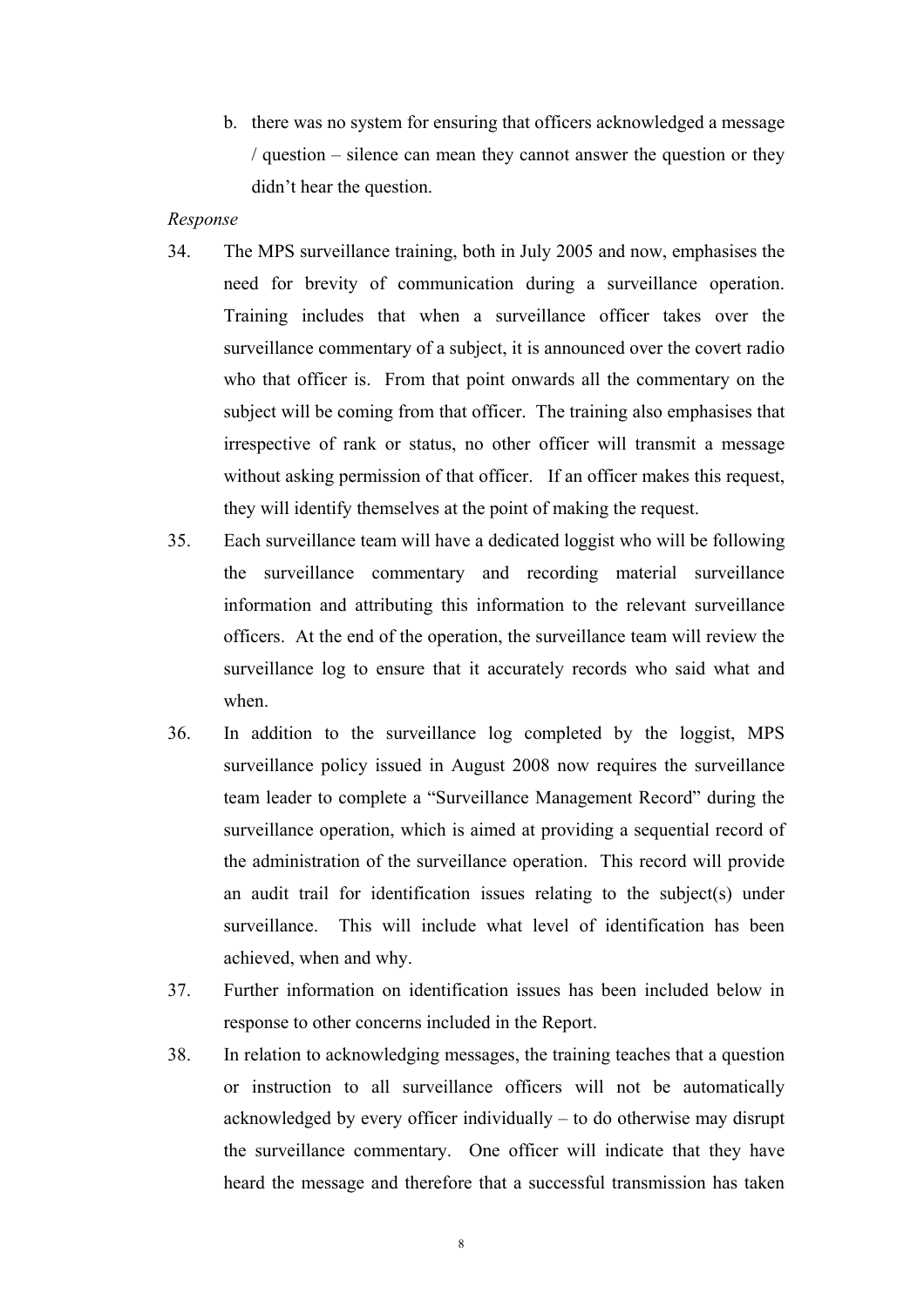b. there was no system for ensuring that officers acknowledged a message / question – silence can mean they cannot answer the question or they didn't hear the question.

*Response*

34. The MPS surveillance training, both in July 2005 and now, emphasises the need for brevity of communication during a surveillance operation. Training includes that when a surveillance officer takes over the surveillance commentary of a subject, it is announced over the covert radio who that officer is. From that point onwards all the commentary on the subject will be coming from that officer. The training also emphasises that irrespective of rank or status, no other officer will transmit a message without asking permission of that officer. If an officer makes this request, they will identify themselves at the point of making the request.

35. Each surveillance team will have a dedicated loggist who will be following the surveillance commentary and recording material surveillance information and attributing this information to the relevant surveillance officers. At the end of the operation, the surveillance team will review the surveillance log to ensure that it accurately records who said what and when.

36. In addition to the surveillance log completed by the loggist, MPS surveillance policy issued in August 2008 now requires the surveillance team leader to complete a "Surveillance Management Record" during the surveillance operation, which is aimed at providing a sequential record of the administration of the surveillance operation. This record will provide an audit trail for identification issues relating to the subject(s) under surveillance. This will include what level of identification has been achieved, when and why.

37. Further information on identification issues has been included below in response to other concerns included in the Report.

38. In relation to acknowledging messages, the training teaches that a question or instruction to all surveillance officers will not be automatically acknowledged by every officer individually – to do otherwise may disrupt the surveillance commentary. One officer will indicate that they have heard the message and therefore that a successful transmission has taken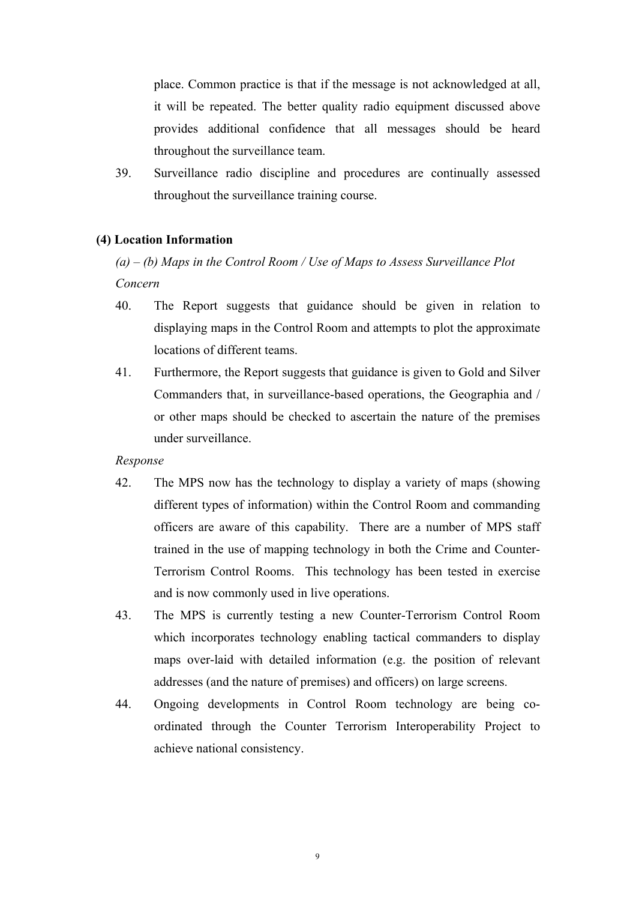place. Common practice is that if the message is not acknowledged at all, it will be repeated. The better quality radio equipment discussed above provides additional confidence that all messages should be heard throughout the surveillance team.

39. Surveillance radio discipline and procedures are continually assessed throughout the surveillance training course.

**(4) Location Information**

*(a) – (b) Maps in the Control Room / Use of Maps to Assess Surveillance Plot*

*Concern*

40. The Report suggests that guidance should be given in relation to displaying maps in the Control Room and attempts to plot the approximate locations of different teams.

41. Furthermore, the Report suggests that guidance is given to Gold and Silver Commanders that, in surveillance-based operations, the Geographia and / or other maps should be checked to ascertain the nature of the premises under surveillance.

*Response*

42. The MPS now has the technology to display a variety of maps (showing different types of information) within the Control Room and commanding officers are aware of this capability. There are a number of MPS staff trained in the use of mapping technology in both the Crime and Counter-Terrorism Control Rooms. This technology has been tested in exercise and is now commonly used in live operations.

43. The MPS is currently testing a new Counter-Terrorism Control Room which incorporates technology enabling tactical commanders to display maps over-laid with detailed information (e.g. the position of relevant addresses (and the nature of premises) and officers) on large screens.

44. Ongoing developments in Control Room technology are being co-ordinated through the Counter Terrorism Interoperability Project to achieve national consistency.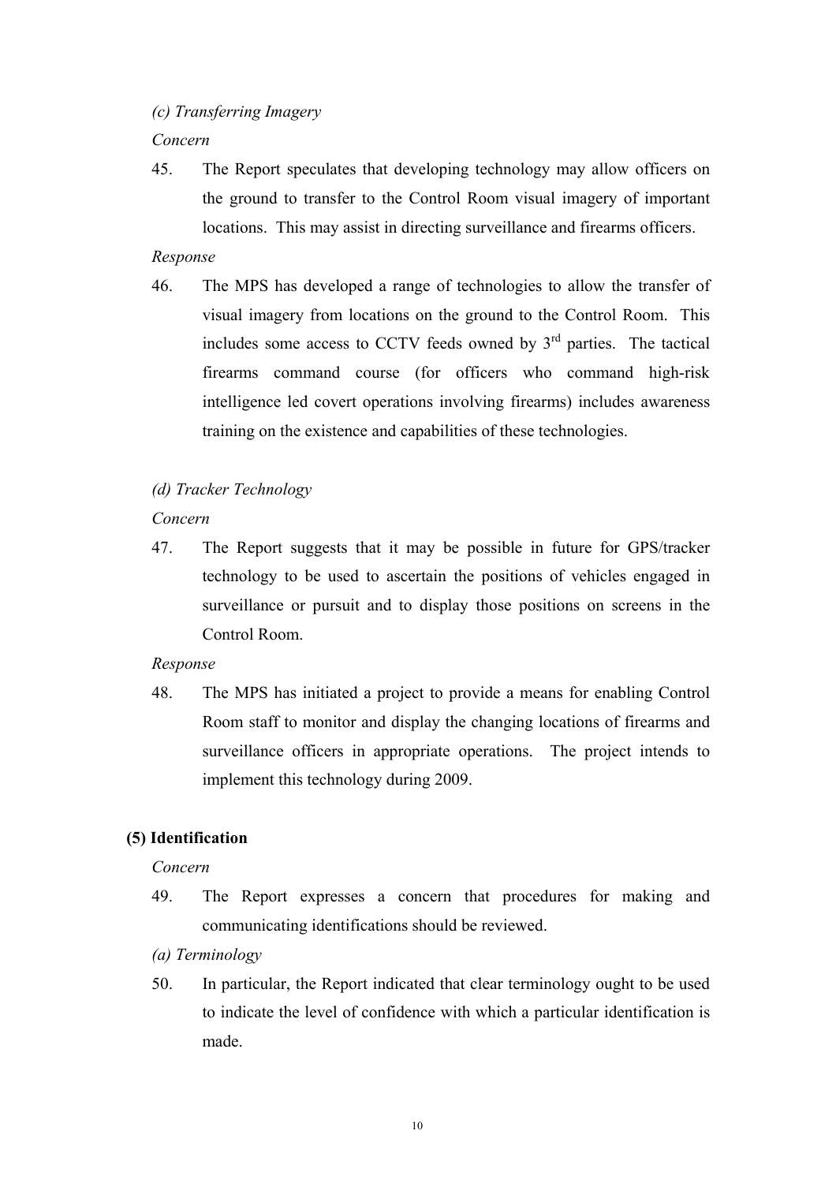*(c) Transferring Imagery*

*Concern*

45. The Report speculates that developing technology may allow officers on the ground to transfer to the Control Room visual imagery of important locations. This may assist in directing surveillance and firearms officers.

*Response*

46. The MPS has developed a range of technologies to allow the transfer of visual imagery from locations on the ground to the Control Room. This includes some access to CCTV feeds owned by 3rd parties. The tactical firearms command course (for officers who command high-risk intelligence led covert operations involving firearms) includes awareness training on the existence and capabilities of these technologies.

*(d) Tracker Technology*

*Concern*

47. The Report suggests that it may be possible in future for GPS/tracker technology to be used to ascertain the positions of vehicles engaged in surveillance or pursuit and to display those positions on screens in the Control Room.

*Response*

48. The MPS has initiated a project to provide a means for enabling Control Room staff to monitor and display the changing locations of firearms and surveillance officers in appropriate operations. The project intends to implement this technology during 2009.

**(5) Identification**

*Concern*

49. The Report expresses a concern that procedures for making and communicating identifications should be reviewed.

*(a) Terminology*

50. In particular, the Report indicated that clear terminology ought to be used to indicate the level of confidence with which a particular identification is made.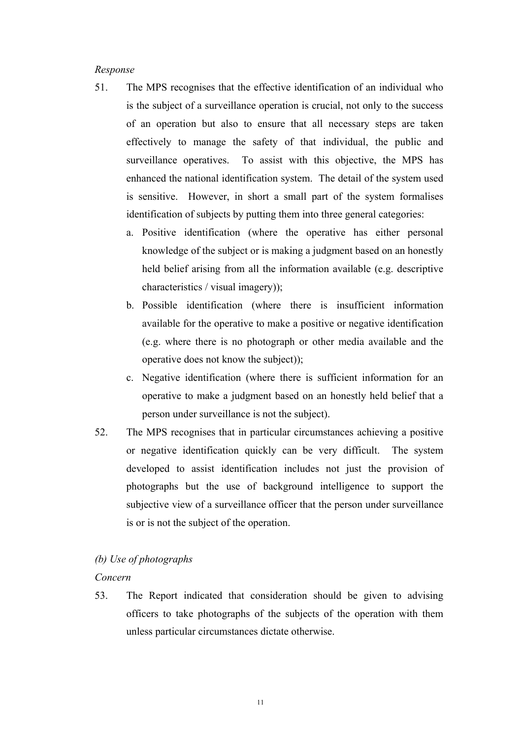*Response*

51. The MPS recognises that the effective identification of an individual who is the subject of a surveillance operation is crucial, not only to the success of an operation but also to ensure that all necessary steps are taken effectively to manage the safety of that individual, the public and surveillance operatives. To assist with this objective, the MPS has enhanced the national identification system. The detail of the system used is sensitive. However, in short a small part of the system formalises identification of subjects by putting them into three general categories:

    a. Positive identification (where the operative has either personal knowledge of the subject or is making a judgment based on an honestly held belief arising from all the information available (e.g. descriptive characteristics / visual imagery));
    b. Possible identification (where there is insufficient information available for the operative to make a positive or negative identification (e.g. where there is no photograph or other media available and the operative does not know the subject));
    c. Negative identification (where there is sufficient information for an operative to make a judgment based on an honestly held belief that a person under surveillance is not the subject).

52. The MPS recognises that in particular circumstances achieving a positive or negative identification quickly can be very difficult. The system developed to assist identification includes not just the provision of photographs but the use of background intelligence to support the subjective view of a surveillance officer that the person under surveillance is or is not the subject of the operation.

*(b) Use of photographs*

*Concern*

53. The Report indicated that consideration should be given to advising officers to take photographs of the subjects of the operation with them unless particular circumstances dictate otherwise.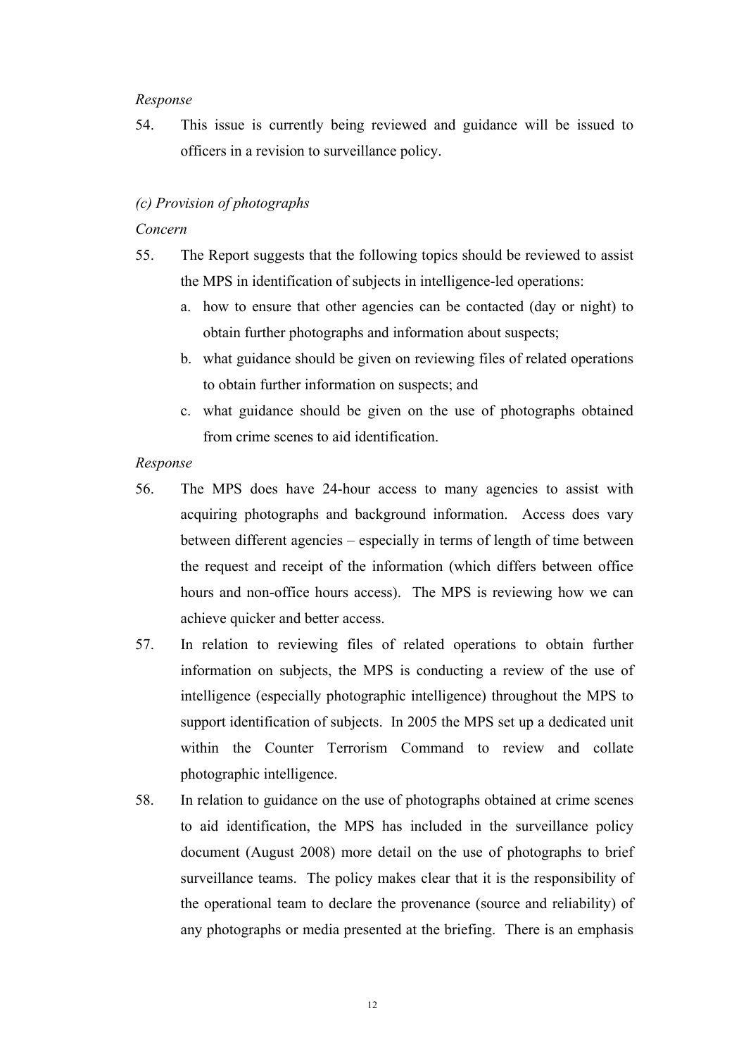*Response*

54. This issue is currently being reviewed and guidance will be issued to officers in a revision to surveillance policy.

*(c) Provision of photographs*

*Concern*

55. The Report suggests that the following topics should be reviewed to assist the MPS in identification of subjects in intelligence-led operations:
    a. how to ensure that other agencies can be contacted (day or night) to obtain further photographs and information about suspects;
    b. what guidance should be given on reviewing files of related operations to obtain further information on suspects; and
    c. what guidance should be given on the use of photographs obtained from crime scenes to aid identification.

*Response*

56. The MPS does have 24-hour access to many agencies to assist with acquiring photographs and background information. Access does vary between different agencies – especially in terms of length of time between the request and receipt of the information (which differs between office hours and non-office hours access). The MPS is reviewing how we can achieve quicker and better access.

57. In relation to reviewing files of related operations to obtain further information on subjects, the MPS is conducting a review of the use of intelligence (especially photographic intelligence) throughout the MPS to support identification of subjects. In 2005 the MPS set up a dedicated unit within the Counter Terrorism Command to review and collate photographic intelligence.

58. In relation to guidance on the use of photographs obtained at crime scenes to aid identification, the MPS has included in the surveillance policy document (August 2008) more detail on the use of photographs to brief surveillance teams. The policy makes clear that it is the responsibility of the operational team to declare the provenance (source and reliability) of any photographs or media presented at the briefing. There is an emphasis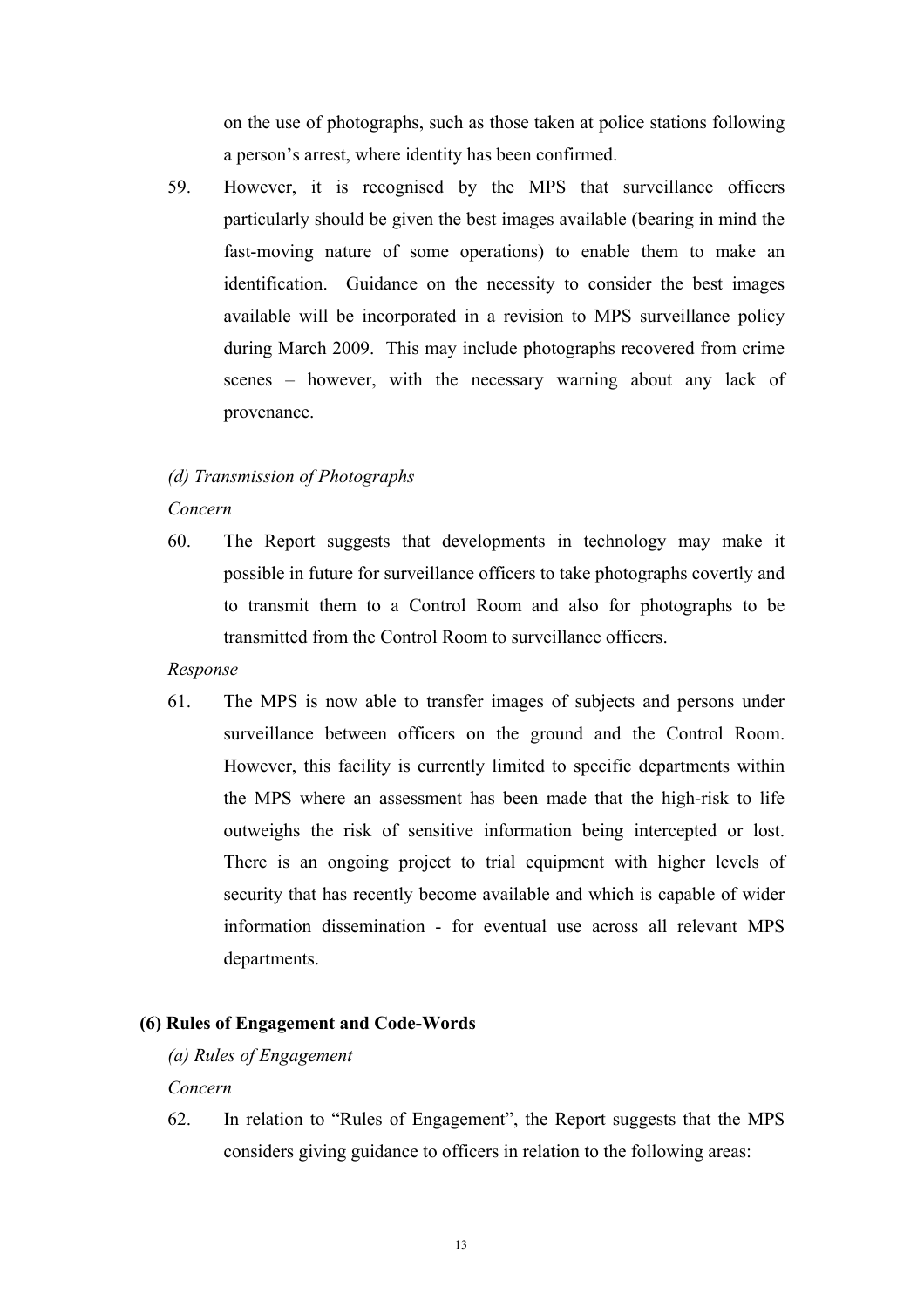on the use of photographs, such as those taken at police stations following a person's arrest, where identity has been confirmed.

59. However, it is recognised by the MPS that surveillance officers particularly should be given the best images available (bearing in mind the fast-moving nature of some operations) to enable them to make an identification. Guidance on the necessity to consider the best images available will be incorporated in a revision to MPS surveillance policy during March 2009. This may include photographs recovered from crime scenes – however, with the necessary warning about any lack of provenance.

*(d) Transmission of Photographs*

*Concern*

60. The Report suggests that developments in technology may make it possible in future for surveillance officers to take photographs covertly and to transmit them to a Control Room and also for photographs to be transmitted from the Control Room to surveillance officers.

*Response*

61. The MPS is now able to transfer images of subjects and persons under surveillance between officers on the ground and the Control Room. However, this facility is currently limited to specific departments within the MPS where an assessment has been made that the high-risk to life outweighs the risk of sensitive information being intercepted or lost. There is an ongoing project to trial equipment with higher levels of security that has recently become available and which is capable of wider information dissemination - for eventual use across all relevant MPS departments.

**(6) Rules of Engagement and Code-Words**

*(a) Rules of Engagement*

*Concern*

62. In relation to "Rules of Engagement", the Report suggests that the MPS considers giving guidance to officers in relation to the following areas: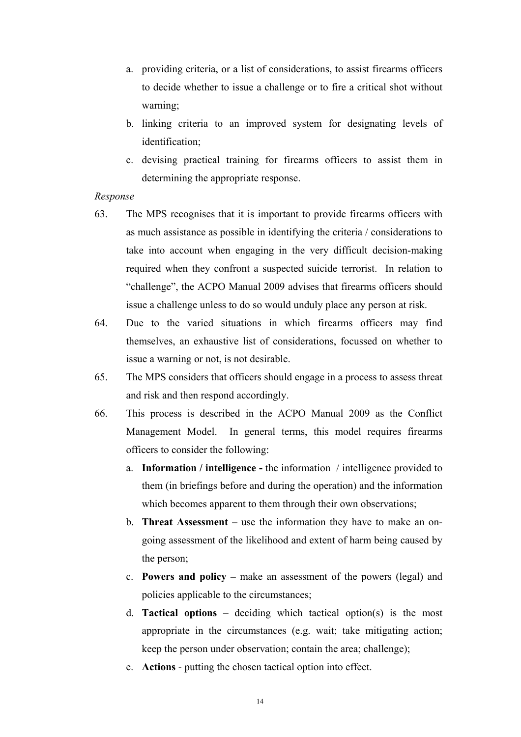a. providing criteria, or a list of considerations, to assist firearms officers to decide whether to issue a challenge or to fire a critical shot without warning;
b. linking criteria to an improved system for designating levels of identification;
c. devising practical training for firearms officers to assist them in determining the appropriate response.

*Response*

63. The MPS recognises that it is important to provide firearms officers with as much assistance as possible in identifying the criteria / considerations to take into account when engaging in the very difficult decision-making required when they confront a suspected suicide terrorist. In relation to "challenge", the ACPO Manual 2009 advises that firearms officers should issue a challenge unless to do so would unduly place any person at risk.

64. Due to the varied situations in which firearms officers may find themselves, an exhaustive list of considerations, focussed on whether to issue a warning or not, is not desirable.

65. The MPS considers that officers should engage in a process to assess threat and risk and then respond accordingly.

66. This process is described in the ACPO Manual 2009 as the Conflict Management Model. In general terms, this model requires firearms officers to consider the following:
    a. **Information / intelligence -** the information / intelligence provided to them (in briefings before and during the operation) and the information which becomes apparent to them through their own observations;
    b. **Threat Assessment –** use the information they have to make an on-going assessment of the likelihood and extent of harm being caused by the person;
    c. **Powers and policy –** make an assessment of the powers (legal) and policies applicable to the circumstances;
    d. **Tactical options –** deciding which tactical option(s) is the most appropriate in the circumstances (e.g. wait; take mitigating action; keep the person under observation; contain the area; challenge);
    e. **Actions** - putting the chosen tactical option into effect.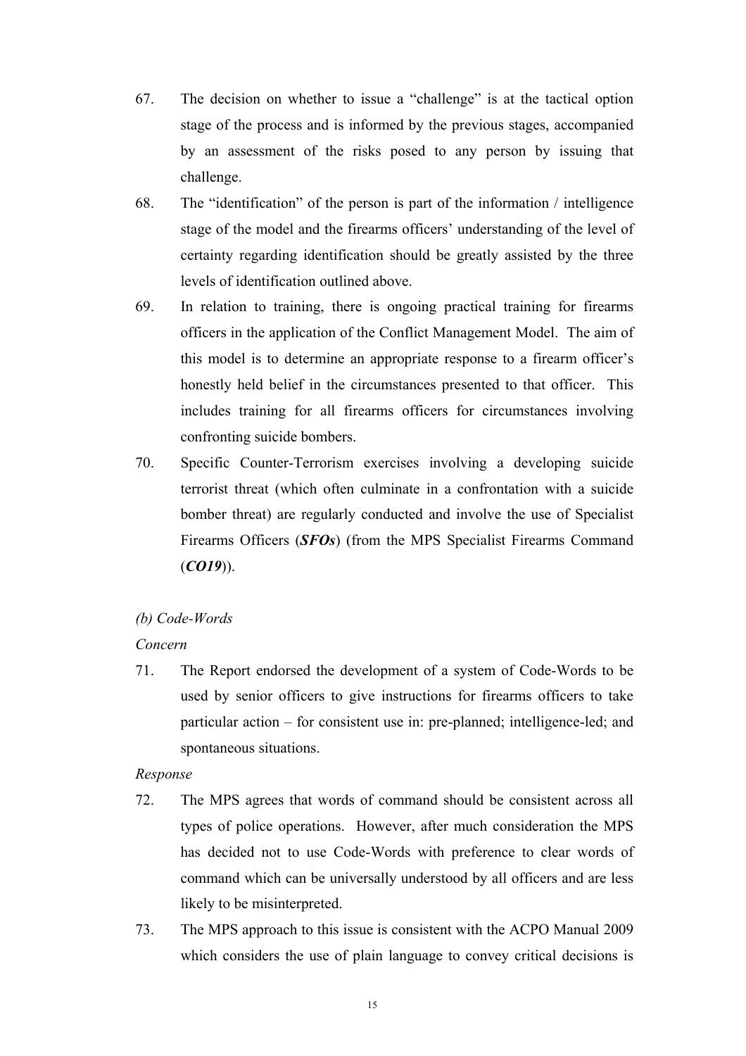67. The decision on whether to issue a "challenge" is at the tactical option stage of the process and is informed by the previous stages, accompanied by an assessment of the risks posed to any person by issuing that challenge.

68. The "identification" of the person is part of the information / intelligence stage of the model and the firearms officers' understanding of the level of certainty regarding identification should be greatly assisted by the three levels of identification outlined above.

69. In relation to training, there is ongoing practical training for firearms officers in the application of the Conflict Management Model. The aim of this model is to determine an appropriate response to a firearm officer's honestly held belief in the circumstances presented to that officer. This includes training for all firearms officers for circumstances involving confronting suicide bombers.

70. Specific Counter-Terrorism exercises involving a developing suicide terrorist threat (which often culminate in a confrontation with a suicide bomber threat) are regularly conducted and involve the use of Specialist Firearms Officers (***SFOs***) (from the MPS Specialist Firearms Command (***CO19***)).

*(b) Code-Words*

*Concern*

71. The Report endorsed the development of a system of Code-Words to be used by senior officers to give instructions for firearms officers to take particular action – for consistent use in: pre-planned; intelligence-led; and spontaneous situations.

*Response*

72. The MPS agrees that words of command should be consistent across all types of police operations. However, after much consideration the MPS has decided not to use Code-Words with preference to clear words of command which can be universally understood by all officers and are less likely to be misinterpreted.

73. The MPS approach to this issue is consistent with the ACPO Manual 2009 which considers the use of plain language to convey critical decisions is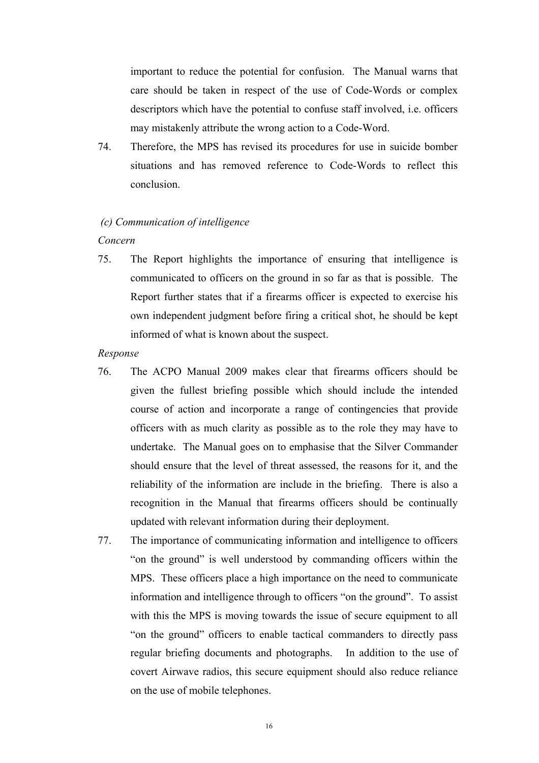important to reduce the potential for confusion. The Manual warns that care should be taken in respect of the use of Code-Words or complex descriptors which have the potential to confuse staff involved, i.e. officers may mistakenly attribute the wrong action to a Code-Word.

74. Therefore, the MPS has revised its procedures for use in suicide bomber situations and has removed reference to Code-Words to reflect this conclusion.

*(c) Communication of intelligence*

*Concern*

75. The Report highlights the importance of ensuring that intelligence is communicated to officers on the ground in so far as that is possible. The Report further states that if a firearms officer is expected to exercise his own independent judgment before firing a critical shot, he should be kept informed of what is known about the suspect.

*Response*

76. The ACPO Manual 2009 makes clear that firearms officers should be given the fullest briefing possible which should include the intended course of action and incorporate a range of contingencies that provide officers with as much clarity as possible as to the role they may have to undertake. The Manual goes on to emphasise that the Silver Commander should ensure that the level of threat assessed, the reasons for it, and the reliability of the information are include in the briefing. There is also a recognition in the Manual that firearms officers should be continually updated with relevant information during their deployment.

77. The importance of communicating information and intelligence to officers "on the ground" is well understood by commanding officers within the MPS. These officers place a high importance on the need to communicate information and intelligence through to officers "on the ground". To assist with this the MPS is moving towards the issue of secure equipment to all "on the ground" officers to enable tactical commanders to directly pass regular briefing documents and photographs. In addition to the use of covert Airwave radios, this secure equipment should also reduce reliance on the use of mobile telephones.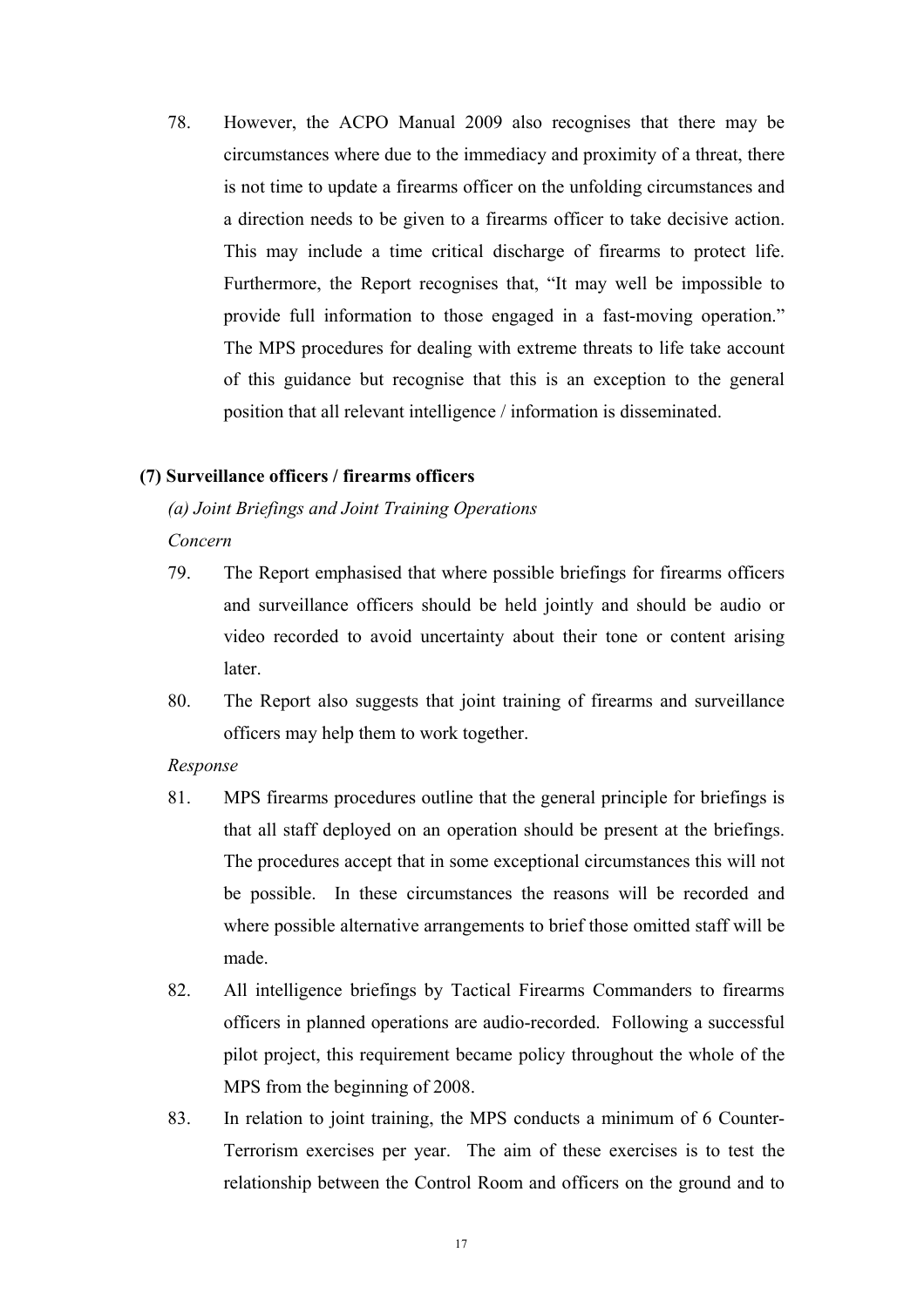78. However, the ACPO Manual 2009 also recognises that there may be circumstances where due to the immediacy and proximity of a threat, there is not time to update a firearms officer on the unfolding circumstances and a direction needs to be given to a firearms officer to take decisive action. This may include a time critical discharge of firearms to protect life. Furthermore, the Report recognises that, "It may well be impossible to provide full information to those engaged in a fast-moving operation." The MPS procedures for dealing with extreme threats to life take account of this guidance but recognise that this is an exception to the general position that all relevant intelligence / information is disseminated.

**(7) Surveillance officers / firearms officers**

*(a) Joint Briefings and Joint Training Operations*

*Concern*

79. The Report emphasised that where possible briefings for firearms officers and surveillance officers should be held jointly and should be audio or video recorded to avoid uncertainty about their tone or content arising later.

80. The Report also suggests that joint training of firearms and surveillance officers may help them to work together.

*Response*

81. MPS firearms procedures outline that the general principle for briefings is that all staff deployed on an operation should be present at the briefings. The procedures accept that in some exceptional circumstances this will not be possible. In these circumstances the reasons will be recorded and where possible alternative arrangements to brief those omitted staff will be made.

82. All intelligence briefings by Tactical Firearms Commanders to firearms officers in planned operations are audio-recorded. Following a successful pilot project, this requirement became policy throughout the whole of the MPS from the beginning of 2008.

83. In relation to joint training, the MPS conducts a minimum of 6 Counter-Terrorism exercises per year. The aim of these exercises is to test the relationship between the Control Room and officers on the ground and to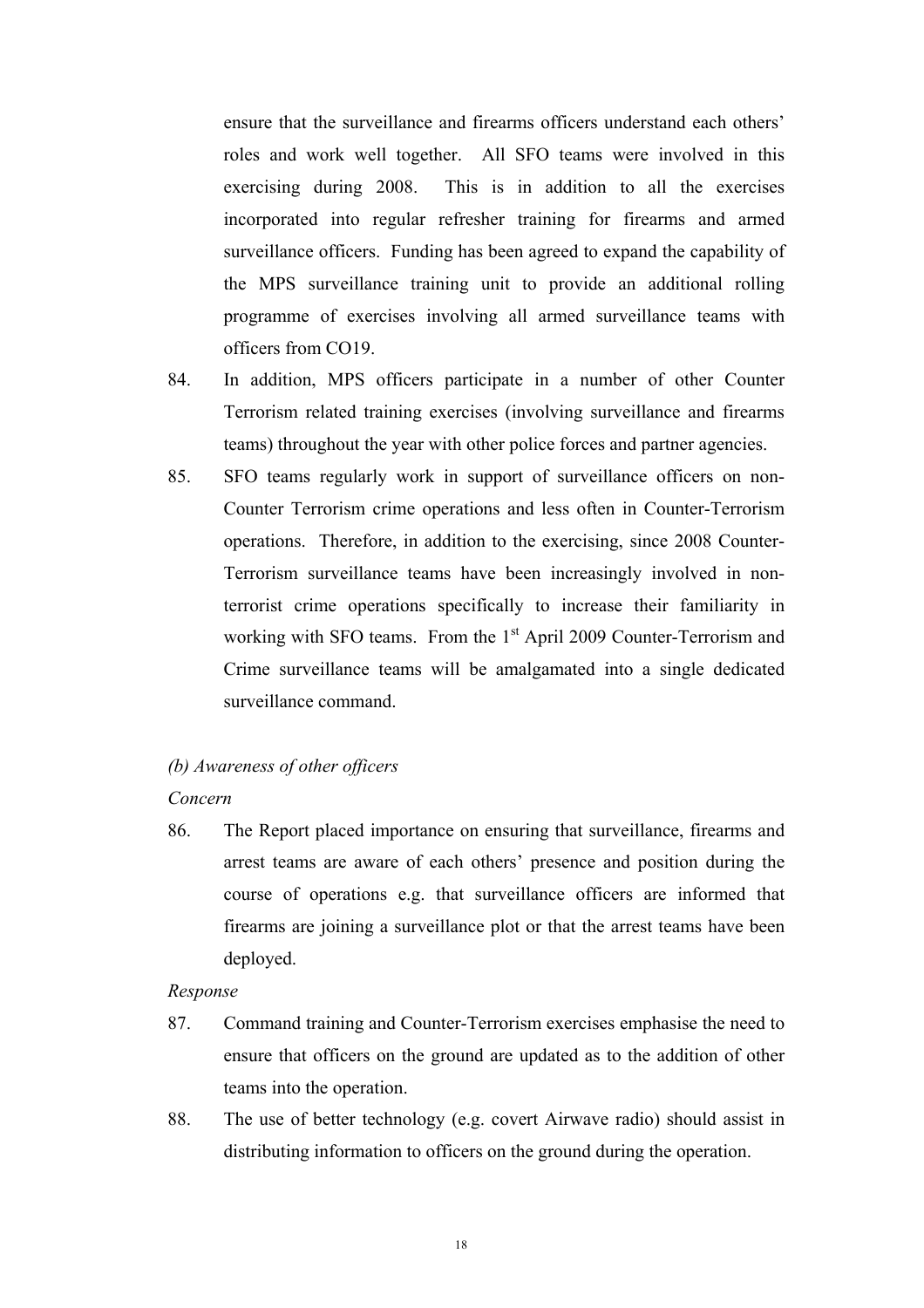ensure that the surveillance and firearms officers understand each others' roles and work well together. All SFO teams were involved in this exercising during 2008. This is in addition to all the exercises incorporated into regular refresher training for firearms and armed surveillance officers. Funding has been agreed to expand the capability of the MPS surveillance training unit to provide an additional rolling programme of exercises involving all armed surveillance teams with officers from CO19.

84. In addition, MPS officers participate in a number of other Counter Terrorism related training exercises (involving surveillance and firearms teams) throughout the year with other police forces and partner agencies.

85. SFO teams regularly work in support of surveillance officers on non-Counter Terrorism crime operations and less often in Counter-Terrorism operations. Therefore, in addition to the exercising, since 2008 Counter-Terrorism surveillance teams have been increasingly involved in non-terrorist crime operations specifically to increase their familiarity in working with SFO teams. From the 1st April 2009 Counter-Terrorism and Crime surveillance teams will be amalgamated into a single dedicated surveillance command.

*(b) Awareness of other officers*

*Concern*

86. The Report placed importance on ensuring that surveillance, firearms and arrest teams are aware of each others' presence and position during the course of operations e.g. that surveillance officers are informed that firearms are joining a surveillance plot or that the arrest teams have been deployed.

*Response*

87. Command training and Counter-Terrorism exercises emphasise the need to ensure that officers on the ground are updated as to the addition of other teams into the operation.

88. The use of better technology (e.g. covert Airwave radio) should assist in distributing information to officers on the ground during the operation.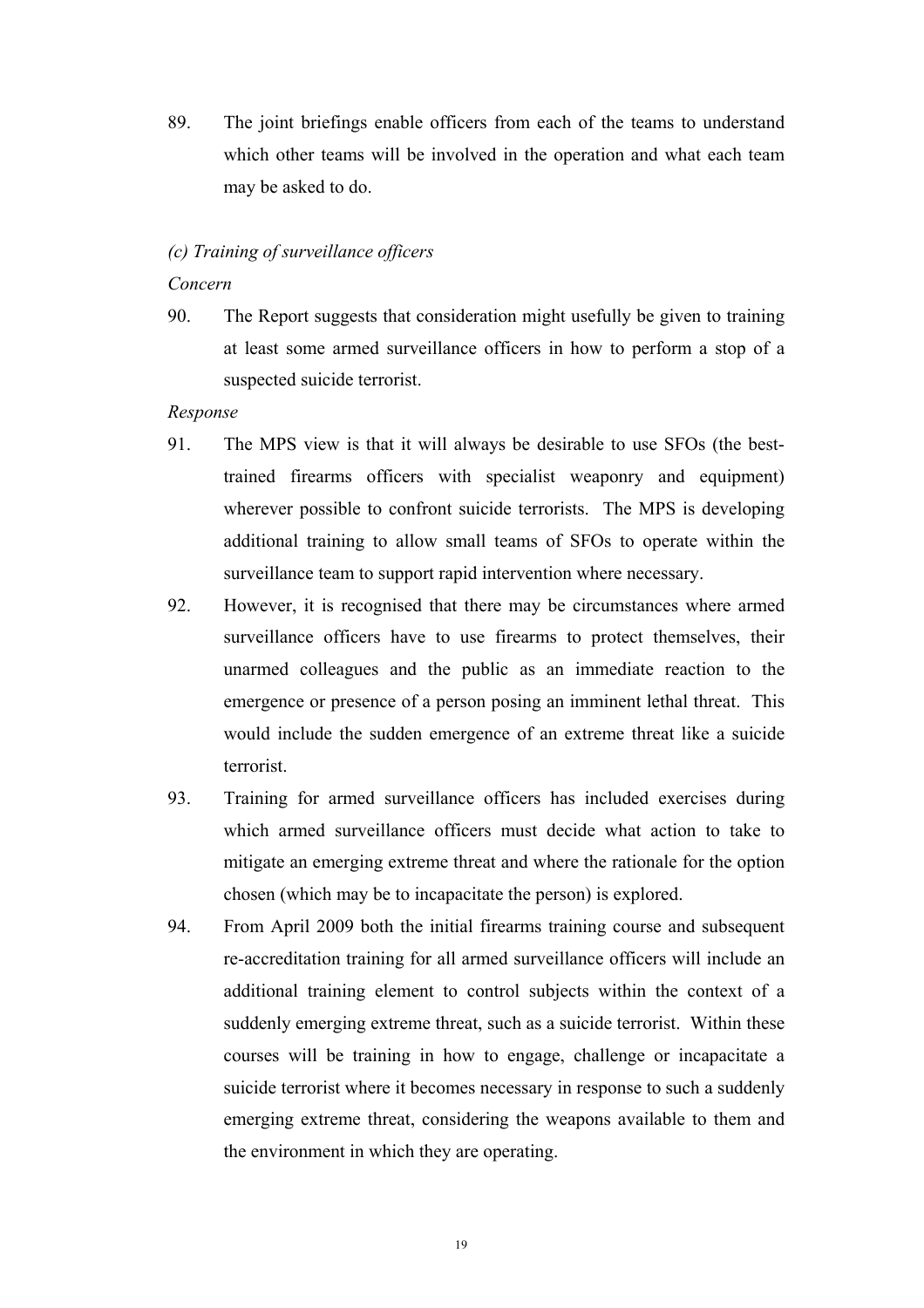89. The joint briefings enable officers from each of the teams to understand which other teams will be involved in the operation and what each team may be asked to do.

*(c) Training of surveillance officers*

*Concern*

90. The Report suggests that consideration might usefully be given to training at least some armed surveillance officers in how to perform a stop of a suspected suicide terrorist.

*Response*

91. The MPS view is that it will always be desirable to use SFOs (the best-trained firearms officers with specialist weaponry and equipment) wherever possible to confront suicide terrorists. The MPS is developing additional training to allow small teams of SFOs to operate within the surveillance team to support rapid intervention where necessary.

92. However, it is recognised that there may be circumstances where armed surveillance officers have to use firearms to protect themselves, their unarmed colleagues and the public as an immediate reaction to the emergence or presence of a person posing an imminent lethal threat. This would include the sudden emergence of an extreme threat like a suicide terrorist.

93. Training for armed surveillance officers has included exercises during which armed surveillance officers must decide what action to take to mitigate an emerging extreme threat and where the rationale for the option chosen (which may be to incapacitate the person) is explored.

94. From April 2009 both the initial firearms training course and subsequent re-accreditation training for all armed surveillance officers will include an additional training element to control subjects within the context of a suddenly emerging extreme threat, such as a suicide terrorist. Within these courses will be training in how to engage, challenge or incapacitate a suicide terrorist where it becomes necessary in response to such a suddenly emerging extreme threat, considering the weapons available to them and the environment in which they are operating.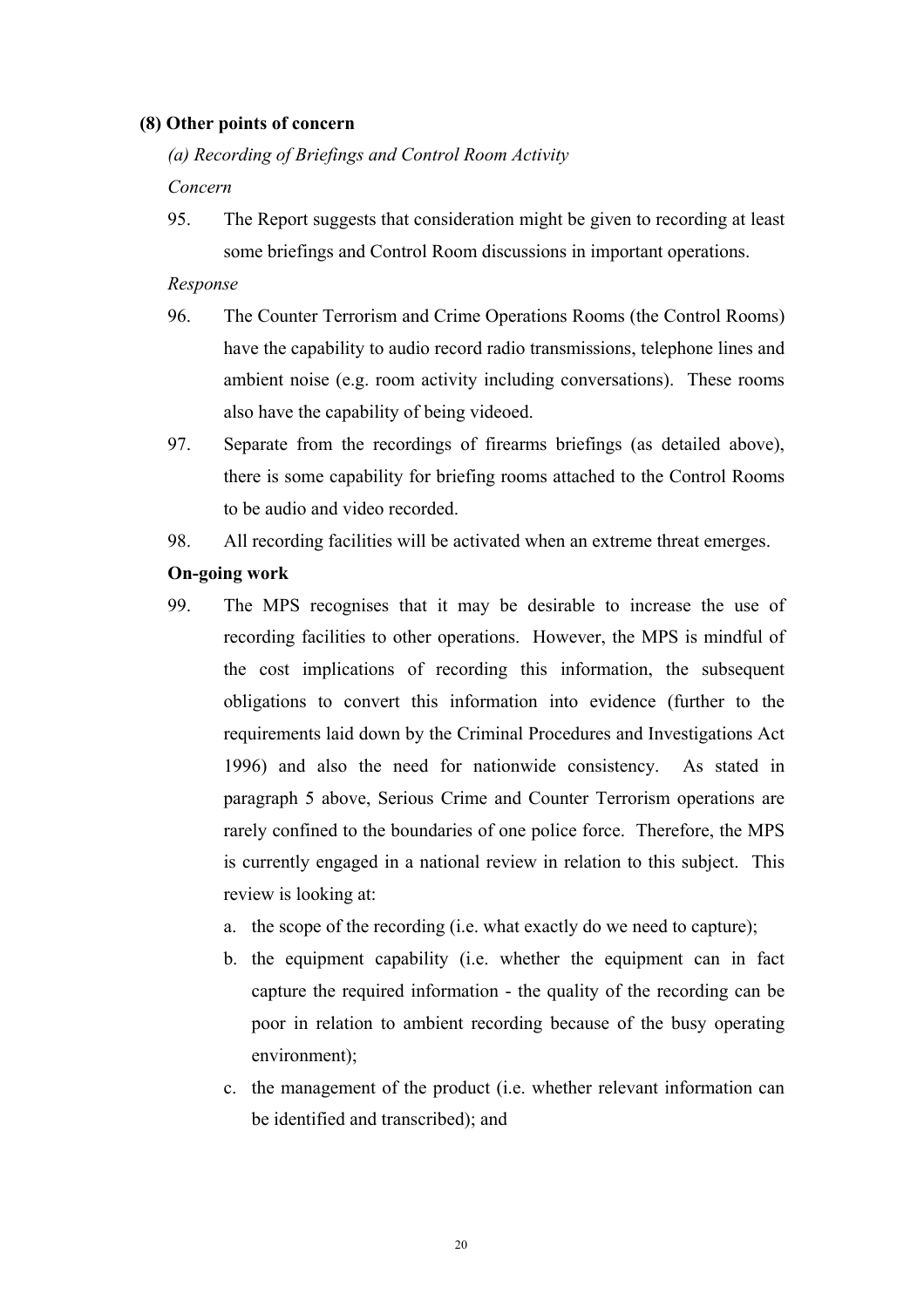**(8) Other points of concern**

*(a) Recording of Briefings and Control Room Activity*

*Concern*

95. The Report suggests that consideration might be given to recording at least some briefings and Control Room discussions in important operations.

*Response*

96. The Counter Terrorism and Crime Operations Rooms (the Control Rooms) have the capability to audio record radio transmissions, telephone lines and ambient noise (e.g. room activity including conversations). These rooms also have the capability of being videoed.

97. Separate from the recordings of firearms briefings (as detailed above), there is some capability for briefing rooms attached to the Control Rooms to be audio and video recorded.

98. All recording facilities will be activated when an extreme threat emerges.

**On-going work**

99. The MPS recognises that it may be desirable to increase the use of recording facilities to other operations. However, the MPS is mindful of the cost implications of recording this information, the subsequent obligations to convert this information into evidence (further to the requirements laid down by the Criminal Procedures and Investigations Act 1996) and also the need for nationwide consistency. As stated in paragraph 5 above, Serious Crime and Counter Terrorism operations are rarely confined to the boundaries of one police force. Therefore, the MPS is currently engaged in a national review in relation to this subject. This review is looking at:

    a. the scope of the recording (i.e. what exactly do we need to capture);

    b. the equipment capability (i.e. whether the equipment can in fact capture the required information - the quality of the recording can be poor in relation to ambient recording because of the busy operating environment);

    c. the management of the product (i.e. whether relevant information can be identified and transcribed); and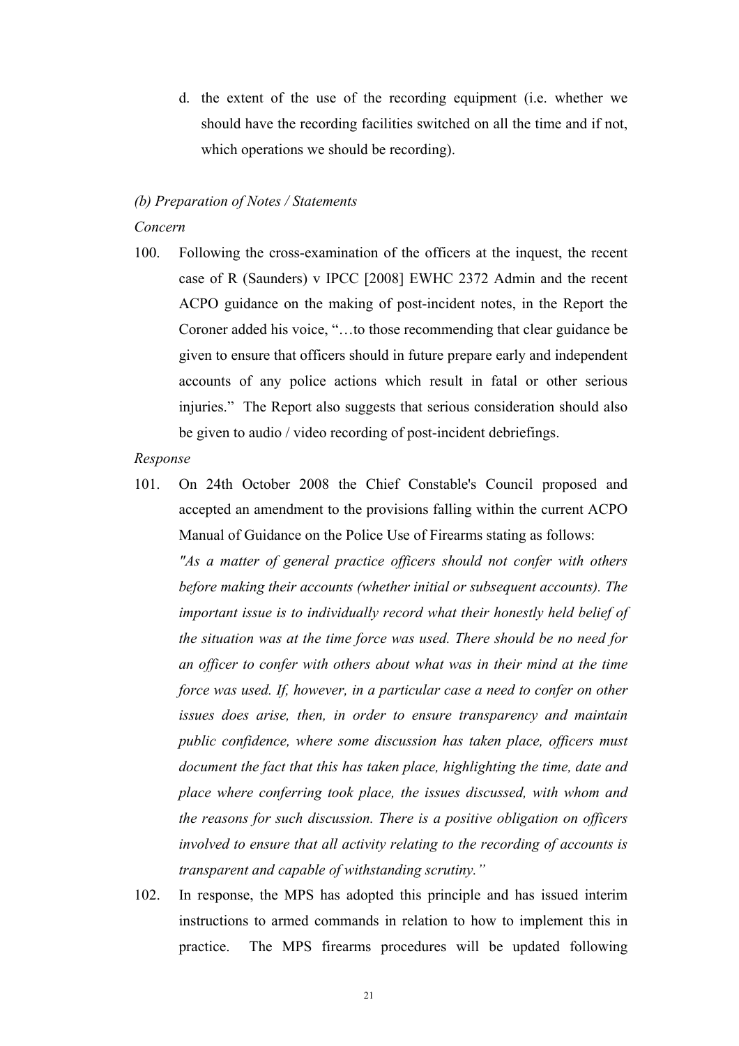d. the extent of the use of the recording equipment (i.e. whether we should have the recording facilities switched on all the time and if not, which operations we should be recording).

*(b) Preparation of Notes / Statements*

*Concern*

100. Following the cross-examination of the officers at the inquest, the recent case of R (Saunders) v IPCC [2008] EWHC 2372 Admin and the recent ACPO guidance on the making of post-incident notes, in the Report the Coroner added his voice, "…to those recommending that clear guidance be given to ensure that officers should in future prepare early and independent accounts of any police actions which result in fatal or other serious injuries." The Report also suggests that serious consideration should also be given to audio / video recording of post-incident debriefings.

*Response*

101. On 24th October 2008 the Chief Constable's Council proposed and accepted an amendment to the provisions falling within the current ACPO Manual of Guidance on the Police Use of Firearms stating as follows:

*"As a matter of general practice officers should not confer with others before making their accounts (whether initial or subsequent accounts). The important issue is to individually record what their honestly held belief of the situation was at the time force was used. There should be no need for an officer to confer with others about what was in their mind at the time force was used. If, however, in a particular case a need to confer on other issues does arise, then, in order to ensure transparency and maintain public confidence, where some discussion has taken place, officers must document the fact that this has taken place, highlighting the time, date and place where conferring took place, the issues discussed, with whom and the reasons for such discussion. There is a positive obligation on officers involved to ensure that all activity relating to the recording of accounts is transparent and capable of withstanding scrutiny."*

102. In response, the MPS has adopted this principle and has issued interim instructions to armed commands in relation to how to implement this in practice. The MPS firearms procedures will be updated following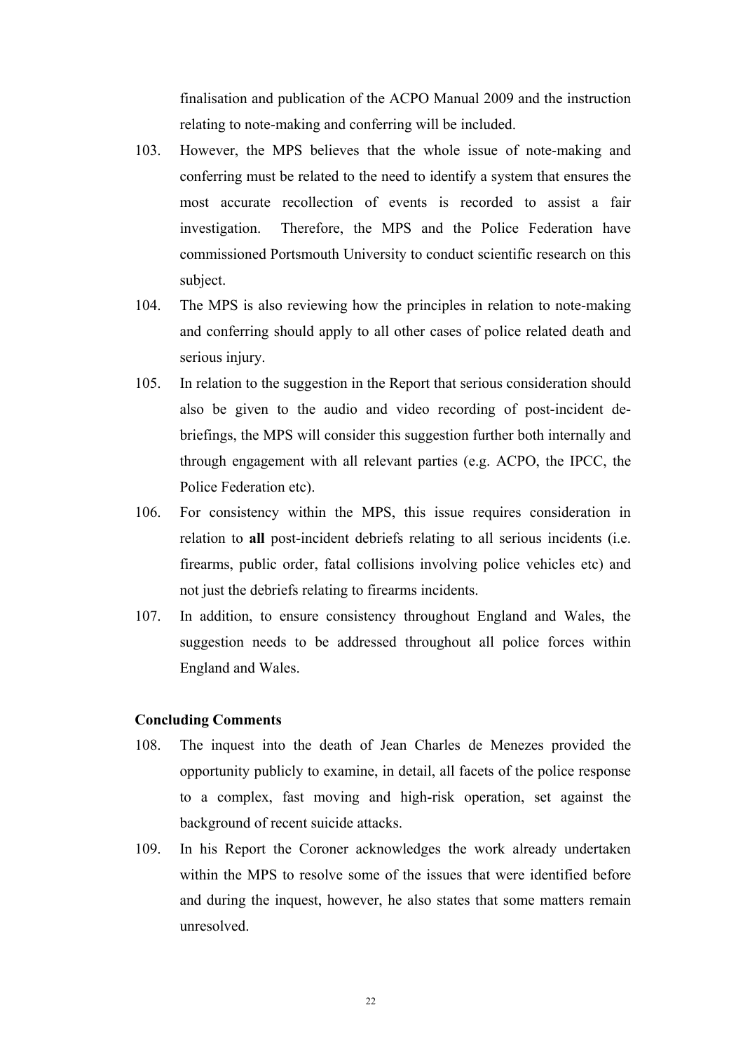finalisation and publication of the ACPO Manual 2009 and the instruction relating to note-making and conferring will be included.

103. However, the MPS believes that the whole issue of note-making and conferring must be related to the need to identify a system that ensures the most accurate recollection of events is recorded to assist a fair investigation. Therefore, the MPS and the Police Federation have commissioned Portsmouth University to conduct scientific research on this subject.

104. The MPS is also reviewing how the principles in relation to note-making and conferring should apply to all other cases of police related death and serious injury.

105. In relation to the suggestion in the Report that serious consideration should also be given to the audio and video recording of post-incident de-briefings, the MPS will consider this suggestion further both internally and through engagement with all relevant parties (e.g. ACPO, the IPCC, the Police Federation etc).

106. For consistency within the MPS, this issue requires consideration in relation to **all** post-incident debriefs relating to all serious incidents (i.e. firearms, public order, fatal collisions involving police vehicles etc) and not just the debriefs relating to firearms incidents.

107. In addition, to ensure consistency throughout England and Wales, the suggestion needs to be addressed throughout all police forces within England and Wales.

**Concluding Comments**

108. The inquest into the death of Jean Charles de Menezes provided the opportunity publicly to examine, in detail, all facets of the police response to a complex, fast moving and high-risk operation, set against the background of recent suicide attacks.

109. In his Report the Coroner acknowledges the work already undertaken within the MPS to resolve some of the issues that were identified before and during the inquest, however, he also states that some matters remain unresolved.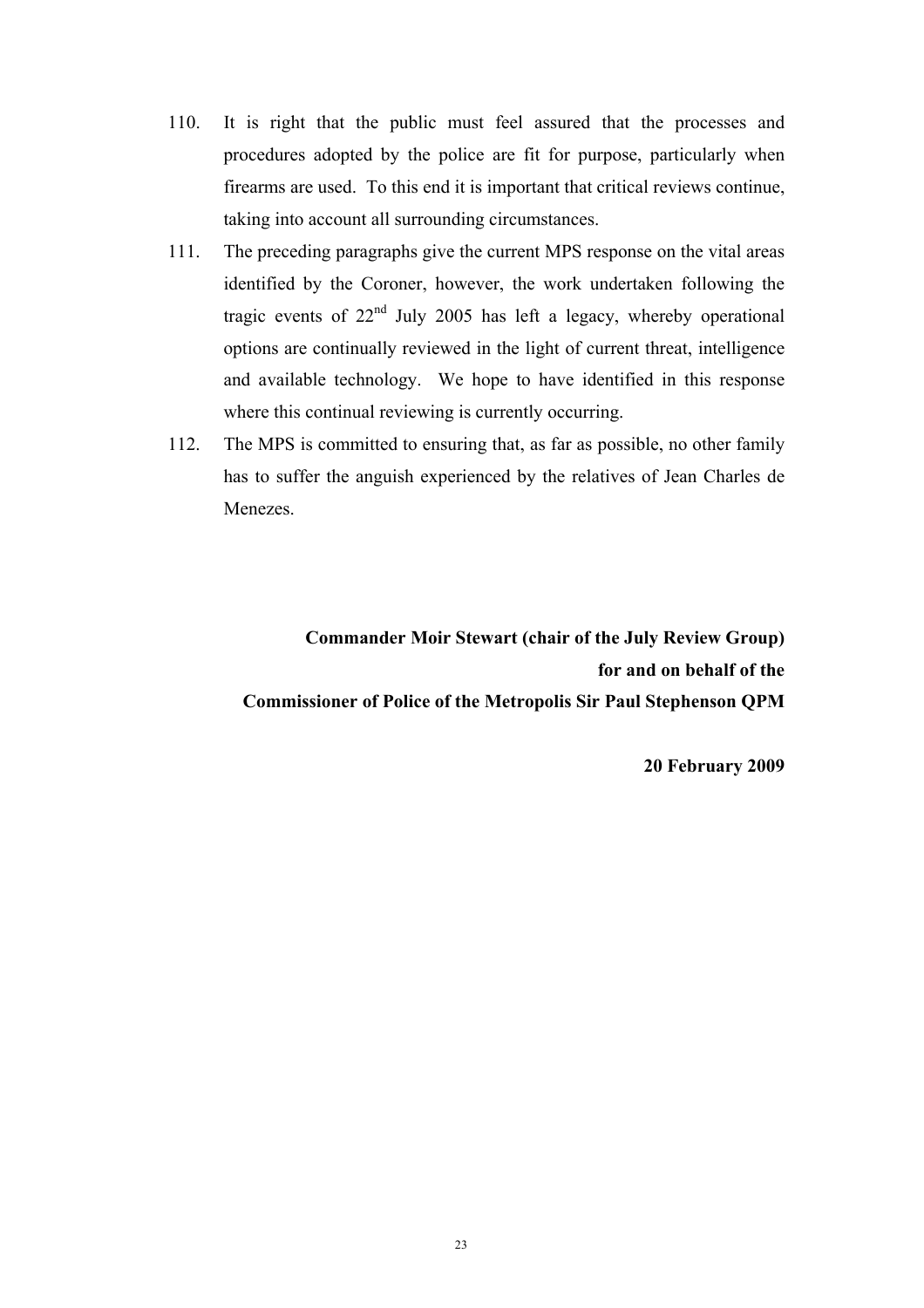110. It is right that the public must feel assured that the processes and procedures adopted by the police are fit for purpose, particularly when firearms are used. To this end it is important that critical reviews continue, taking into account all surrounding circumstances.

111. The preceding paragraphs give the current MPS response on the vital areas identified by the Coroner, however, the work undertaken following the tragic events of 22nd July 2005 has left a legacy, whereby operational options are continually reviewed in the light of current threat, intelligence and available technology. We hope to have identified in this response where this continual reviewing is currently occurring.

112. The MPS is committed to ensuring that, as far as possible, no other family has to suffer the anguish experienced by the relatives of Jean Charles de Menezes.

**Commander Moir Stewart (chair of the July Review Group)**
**for and on behalf of the**
**Commissioner of Police of the Metropolis Sir Paul Stephenson QPM**

**20 February 2009**